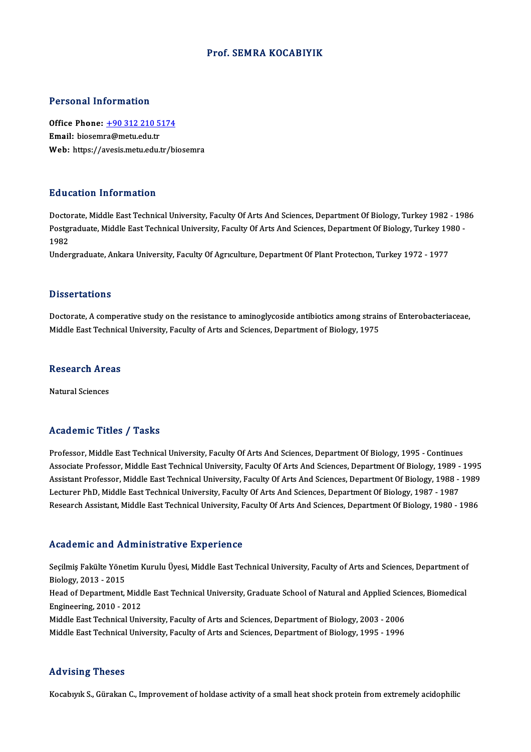# Prof. SEMRA KOCABIYIK

## Personal Information

**Office Phone:** +90 312 210 5174
**Email:** biosemra@metu.edu.tr
**Web:** https://avesis.metu.edu.tr/biosemra

## Education Information

Doctorate, Middle East Technical University, Faculty Of Arts And Sciences, Department Of Biology, Turkey 1982 - 1986
Postgraduate, Middle East Technical University, Faculty Of Arts And Sciences, Department Of Biology, Turkey 1980 - 1982
Undergraduate, Ankara University, Faculty Of Agrıculture, Department Of Plant Protectıon, Turkey 1972 - 1977

## Dissertations

Doctorate, A comperative study on the resistance to aminoglycoside antibiotics among strains of Enterobacteriaceae, Middle East Technical University, Faculty of Arts and Sciences, Department of Biology, 1975

## Research Areas

Natural Sciences

## Academic Titles / Tasks

Professor, Middle East Technical University, Faculty Of Arts And Sciences, Department Of Biology, 1995 - Continues
Associate Professor, Middle East Technical University, Faculty Of Arts And Sciences, Department Of Biology, 1989 - 1995
Assistant Professor, Middle East Technical University, Faculty Of Arts And Sciences, Department Of Biology, 1988 - 1989
Lecturer PhD, Middle East Technical University, Faculty Of Arts And Sciences, Department Of Biology, 1987 - 1987
Research Assistant, Middle East Technical University, Faculty Of Arts And Sciences, Department Of Biology, 1980 - 1986

## Academic and Administrative Experience

Seçilmiş Fakülte Yönetim Kurulu Üyesi, Middle East Technical University, Faculty of Arts and Sciences, Department of Biology, 2013 - 2015
Head of Department, Middle East Technical University, Graduate School of Natural and Applied Sciences, Biomedical Engineering, 2010 - 2012
Middle East Technical University, Faculty of Arts and Sciences, Department of Biology, 2003 - 2006
Middle East Technical University, Faculty of Arts and Sciences, Department of Biology, 1995 - 1996

## Advising Theses

Kocabıyık S., Gürakan C., Improvement of holdase activity of a small heat shock protein from extremely acidophilic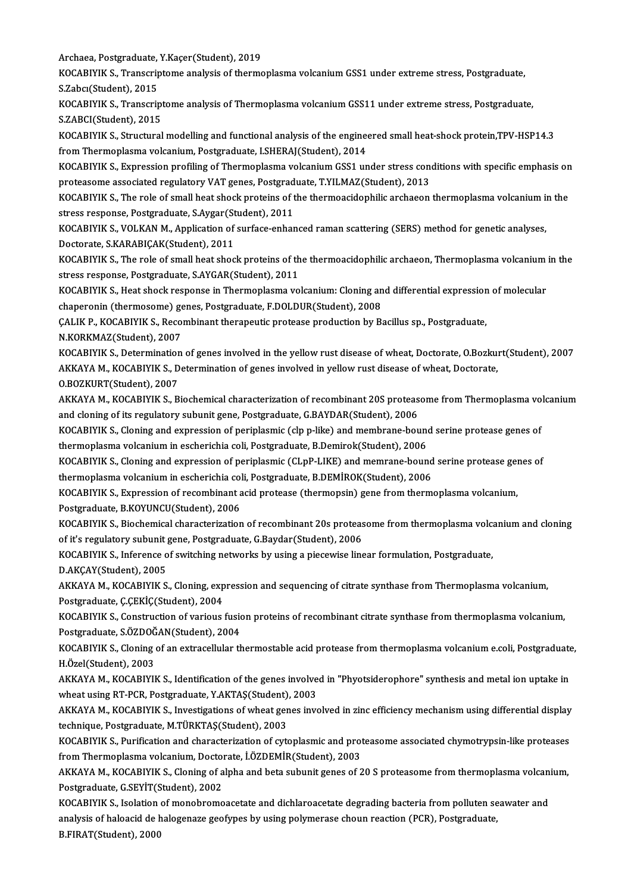Archaea, Postgraduate, Y.Kaçer(Student), 2019

KOCABIYIK S., Transcriptome analysis of thermoplasma volcanium GSS1 under extreme stress, Postgraduate, S.Zabcı(Student), 2015

KOCABIYIK S., Transcriptome analysis of Thermoplasma volcanium GSS11 under extreme stress, Postgraduate, S.ZABCI(Student), 2015

KOCABIYIK S., Structural modelling and functional analysis of the engineered small heat-shock protein,TPV-HSP14.3 from Thermoplasma volcanium, Postgraduate, I.SHERAJ(Student), 2014

KOCABIYIK S., Expression profiling of Thermoplasma volcanium GSS1 under stress conditions with specific emphasis on proteasome associated regulatory VAT genes, Postgraduate, T.YILMAZ(Student), 2013

KOCABIYIK S., The role of small heat shock proteins of the thermoacidophilic archaeon thermoplasma volcanium in the stress response, Postgraduate, S.Aygar(Student), 2011

KOCABIYIK S., VOLKAN M., Application of surface-enhanced raman scattering (SERS) method for genetic analyses, Doctorate, S.KARABIÇAK(Student), 2011

KOCABIYIK S., The role of small heat shock proteins of the thermoacidophilic archaeon, Thermoplasma volcanium in the stress response, Postgraduate, S.AYGAR(Student), 2011

KOCABIYIK S., Heat shock response in Thermoplasma volcanium: Cloning and differential expression of molecular chaperonin (thermosome) genes, Postgraduate, F.DOLDUR(Student), 2008

ÇALIK P., KOCABIYIK S., Recombinant therapeutic protease production by Bacillus sp., Postgraduate, N.KORKMAZ(Student), 2007

KOCABIYIK S., Determination of genes involved in the yellow rust disease of wheat, Doctorate, O.Bozkurt(Student), 2007

AKKAYA M., KOCABIYIK S., Determination of genes involved in yellow rust disease of wheat, Doctorate, O.BOZKURT(Student), 2007

AKKAYA M., KOCABIYIK S., Biochemical characterization of recombinant 20S proteasome from Thermoplasma volcanium and cloning of its regulatory subunit gene, Postgraduate, G.BAYDAR(Student), 2006

KOCABIYIK S., Cloning and expression of periplasmic (clp p-like) and membrane-bound serine protease genes of thermoplasma volcanium in escherichia coli, Postgraduate, B.Demirok(Student), 2006

KOCABIYIK S., Cloning and expression of periplasmic (CLpP-LIKE) and memrane-bound serine protease genes of thermoplasma volcanium in escherichia coli, Postgraduate, B.DEMİROK(Student), 2006

KOCABIYIK S., Expression of recombinant acid protease (thermopsin) gene from thermoplasma volcanium, Postgraduate, B.KOYUNCU(Student), 2006

KOCABIYIK S., Biochemical characterization of recombinant 20s proteasome from thermoplasma volcanium and cloning of it's regulatory subunit gene, Postgraduate, G.Baydar(Student), 2006

KOCABIYIK S., Inference of switching networks by using a piecewise linear formulation, Postgraduate, D.AKÇAY(Student), 2005

AKKAYA M., KOCABIYIK S., Cloning, expression and sequencing of citrate synthase from Thermoplasma volcanium, Postgraduate, Ç.ÇEKİÇ(Student), 2004

KOCABIYIK S., Construction of various fusion proteins of recombinant citrate synthase from thermoplasma volcanium, Postgraduate, S.ÖZDOĞAN(Student), 2004

KOCABIYIK S., Cloning of an extracellular thermostable acid protease from thermoplasma volcanium e.coli, Postgraduate, H.Özel(Student), 2003

AKKAYA M., KOCABIYIK S., Identification of the genes involved in "Phyotsiderophore" synthesis and metal ion uptake in wheat using RT-PCR, Postgraduate, Y.AKTAŞ(Student), 2003

AKKAYA M., KOCABIYIK S., Investigations of wheat genes involved in zinc efficiency mechanism using differential display technique, Postgraduate, M.TÜRKTAŞ(Student), 2003

KOCABIYIK S., Purification and characterization of cytoplasmic and proteasome associated chymotrypsin-like proteases from Thermoplasma volcanium, Doctorate, İ.ÖZDEMİR(Student), 2003

AKKAYA M., KOCABIYIK S., Cloning of alpha and beta subunit genes of 20 S proteasome from thermoplasma volcanium, Postgraduate, G.SEYİT(Student), 2002

KOCABIYIK S., Isolation of monobromoacetate and dichlaroacetate degrading bacteria from polluten seawater and analysis of haloacid de halogenaze geofypes by using polymerase choun reaction (PCR), Postgraduate, B.FIRAT(Student), 2000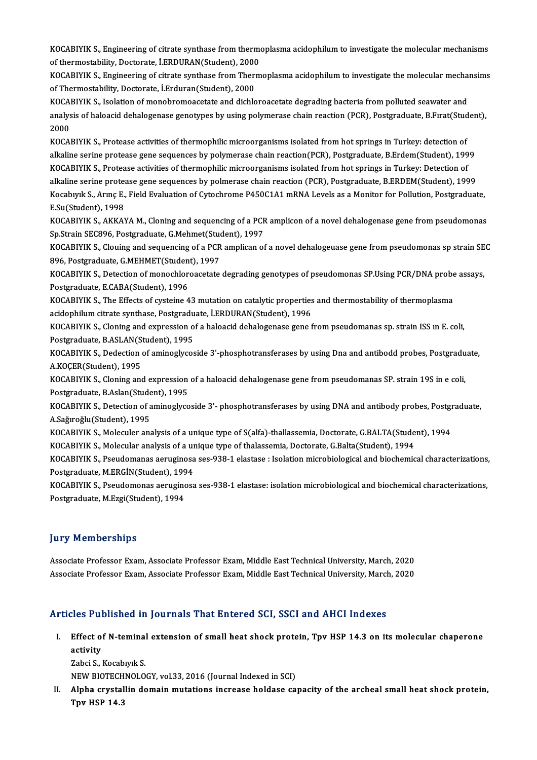KOCABIYIK S., Engineering of citrate synthase from thermoplasma acidophilum to investigate the molecular mechanisms of thermostability, Doctorate, İ.ERDURAN(Student), 2000

KOCABIYIK S., Engineering of citrate synthase from Thermoplasma acidophilum to investigate the molecular mechansims of Thermostability, Doctorate, İ.Erduran(Student), 2000

KOCABIYIK S., Isolation of monobromoacetate and dichloroacetate degrading bacteria from polluted seawater and analysis of haloacid dehalogenase genotypes by using polymerase chain reaction (PCR), Postgraduate, B.Fırat(Student), 2000

KOCABIYIK S., Protease activities of thermophilic microorganisms isolated from hot springs in Turkey: detection of alkaline serine protease gene sequences by polymerase chain reaction(PCR), Postgraduate, B.Erdem(Student), 1999

KOCABIYIK S., Protease activities of thermophilic microorganisms isolated from hot springs in Turkey: Detection of alkaline serine protease gene sequences by polmerase chain reaction (PCR), Postgraduate, B.ERDEM(Student), 1999

Kocabıyık S., Arınç E., Field Evaluation of Cytochrome P450C1A1 mRNA Levels as a Monitor for Pollution, Postgraduate, E.Su(Student), 1998

KOCABIYIK S., AKKAYA M., Cloning and sequencing of a PCR amplicon of a novel dehalogenase gene from pseudomonas Sp.Strain SEC896, Postgraduate, G.Mehmet(Student), 1997

KOCABIYIK S., Clouing and sequencing of a PCR amplican of a novel dehalogeuase gene from pseudomonas sp strain SEC 896, Postgraduate, G.MEHMET(Student), 1997

KOCABIYIK S., Detection of monochloroacetate degrading genotypes of pseudomonas SP.Using PCR/DNA probe assays, Postgraduate, E.CABA(Student), 1996

KOCABIYIK S., The Effects of cysteine 43 mutation on catalytic properties and thermostability of thermoplasma acidophilum citrate synthase, Postgraduate, İ.ERDURAN(Student), 1996

KOCABIYIK S., Cloning and expression of a haloacid dehalogenase gene from pseudomanas sp. strain ISS ın E. coli, Postgraduate, B.ASLAN(Student), 1995

KOCABIYIK S., Dedection of aminoglycoside 3'-phosphotransferases by using Dna and antibodd probes, Postgraduate, A.KOÇER(Student), 1995

KOCABIYIK S., Cloning and expression of a haloacid dehalogenase gene from pseudomanas SP. strain 19S in e coli, Postgraduate, B.Aslan(Student), 1995

KOCABIYIK S., Detection of aminoglycoside 3'- phosphotransferases by using DNA and antibody probes, Postgraduate, A.Sağıroğlu(Student), 1995

KOCABIYIK S., Moleculer analysis of a unique type of S(alfa)-thallassemia, Doctorate, G.BALTA(Student), 1994

KOCABIYIK S., Molecular analysis of a unique type of thalassemia, Doctorate, G.Balta(Student), 1994

KOCABIYIK S., Pseudomanas aeruginosa ses-938-1 elastase : Isolation microbiological and biochemical characterizations, Postgraduate, M.ERGİN(Student), 1994

KOCABIYIK S., Pseudomonas aeruginosa ses-938-1 elastase: isolation microbiological and biochemical characterizations, Postgraduate, M.Ezgi(Student), 1994

## Jury Memberships

Associate Professor Exam, Associate Professor Exam, Middle East Technical University, March, 2020

Associate Professor Exam, Associate Professor Exam, Middle East Technical University, March, 2020

## Articles Published in Journals That Entered SCI, SSCI and AHCI Indexes

I. **Effect of N-teminal extension of small heat shock protein, Tpv HSP 14.3 on its molecular chaperone activity**
   Zabci S., Kocabıyık S.
   NEW BIOTECHNOLOGY, vol.33, 2016 (Journal Indexed in SCI)

II. **Alpha crystallin domain mutations increase holdase capacity of the archeal small heat shock protein, Tpv HSP 14.3**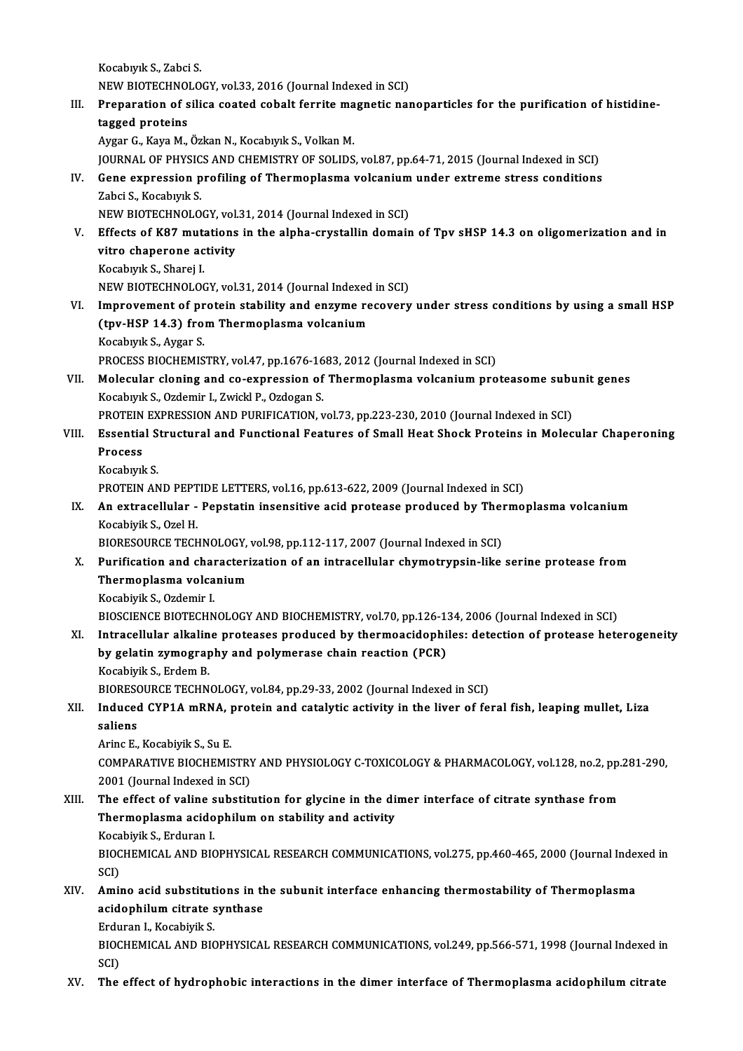Kocabıyık S., Zabci S.
NEW BIOTECHNOLOGY, vol.33, 2016 (Journal Indexed in SCI)

III. **Preparation of silica coated cobalt ferrite magnetic nanoparticles for the purification of histidine-tagged proteins**
Aygar G., Kaya M., Özkan N., Kocabıyık S., Volkan M.
JOURNAL OF PHYSICS AND CHEMISTRY OF SOLIDS, vol.87, pp.64-71, 2015 (Journal Indexed in SCI)

IV. **Gene expression profiling of Thermoplasma volcanium under extreme stress conditions**
Zabci S., Kocabıyık S.
NEW BIOTECHNOLOGY, vol.31, 2014 (Journal Indexed in SCI)

V. **Effects of K87 mutations in the alpha-crystallin domain of Tpv sHSP 14.3 on oligomerization and in vitro chaperone activity**
Kocabıyık S., Sharej I.
NEW BIOTECHNOLOGY, vol.31, 2014 (Journal Indexed in SCI)

VI. **Improvement of protein stability and enzyme recovery under stress conditions by using a small HSP (tpv-HSP 14.3) from Thermoplasma volcanium**
Kocabıyık S., Aygar S.
PROCESS BIOCHEMISTRY, vol.47, pp.1676-1683, 2012 (Journal Indexed in SCI)

VII. **Molecular cloning and co-expression of Thermoplasma volcanium proteasome subunit genes**
Kocabıyık S., Ozdemir I., Zwickl P., Ozdogan S.
PROTEIN EXPRESSION AND PURIFICATION, vol.73, pp.223-230, 2010 (Journal Indexed in SCI)

VIII. **Essential Structural and Functional Features of Small Heat Shock Proteins in Molecular Chaperoning Process**
Kocabıyık S.
PROTEIN AND PEPTIDE LETTERS, vol.16, pp.613-622, 2009 (Journal Indexed in SCI)

IX. **An extracellular - Pepstatin insensitive acid protease produced by Thermoplasma volcanium**
Kocabiyik S., Ozel H.
BIORESOURCE TECHNOLOGY, vol.98, pp.112-117, 2007 (Journal Indexed in SCI)

X. **Purification and characterization of an intracellular chymotrypsin-like serine protease from Thermoplasma volcanium**
Kocabiyik S., Ozdemir I.
BIOSCIENCE BIOTECHNOLOGY AND BIOCHEMISTRY, vol.70, pp.126-134, 2006 (Journal Indexed in SCI)

XI. **Intracellular alkaline proteases produced by thermoacidophiles: detection of protease heterogeneity by gelatin zymography and polymerase chain reaction (PCR)**
Kocabiyik S., Erdem B.
BIORESOURCE TECHNOLOGY, vol.84, pp.29-33, 2002 (Journal Indexed in SCI)

XII. **Induced CYP1A mRNA, protein and catalytic activity in the liver of feral fish, leaping mullet, Liza saliens**
Arinc E., Kocabiyik S., Su E.
COMPARATIVE BIOCHEMISTRY AND PHYSIOLOGY C-TOXICOLOGY & PHARMACOLOGY, vol.128, no.2, pp.281-290, 2001 (Journal Indexed in SCI)

XIII. **The effect of valine substitution for glycine in the dimer interface of citrate synthase from Thermoplasma acidophilum on stability and activity**
Kocabiyik S., Erduran I.
BIOCHEMICAL AND BIOPHYSICAL RESEARCH COMMUNICATIONS, vol.275, pp.460-465, 2000 (Journal Indexed in SCI)

XIV. **Amino acid substitutions in the subunit interface enhancing thermostability of Thermoplasma acidophilum citrate synthase**
Erduran I., Kocabiyik S.
BIOCHEMICAL AND BIOPHYSICAL RESEARCH COMMUNICATIONS, vol.249, pp.566-571, 1998 (Journal Indexed in SCI)

XV. **The effect of hydrophobic interactions in the dimer interface of Thermoplasma acidophilum citrate**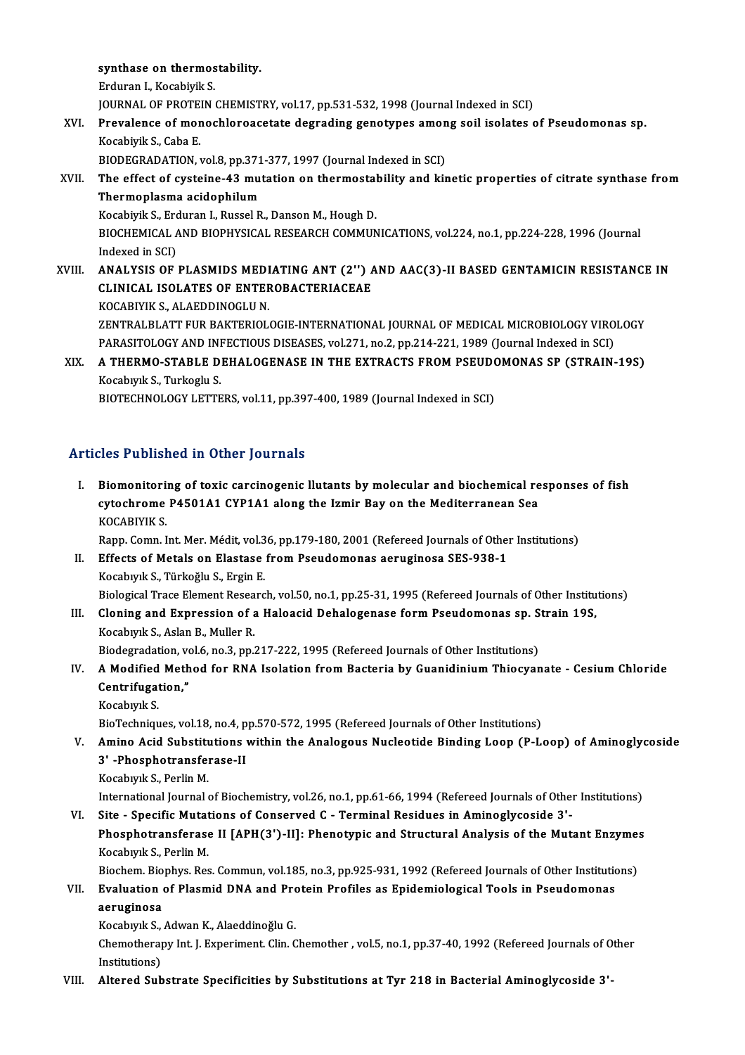**synthase on thermostability.**
Erduran I., Kocabiyik S.
JOURNAL OF PROTEIN CHEMISTRY, vol.17, pp.531-532, 1998 (Journal Indexed in SCI)

XVI. **Prevalence of monochloroacetate degrading genotypes among soil isolates of Pseudomonas sp.**
Kocabiyik S., Caba E.
BIODEGRADATION, vol.8, pp.371-377, 1997 (Journal Indexed in SCI)

XVII. **The effect of cysteine-43 mutation on thermostability and kinetic properties of citrate synthase from Thermoplasma acidophilum**
Kocabiyik S., Erduran I., Russel R., Danson M., Hough D.
BIOCHEMICAL AND BIOPHYSICAL RESEARCH COMMUNICATIONS, vol.224, no.1, pp.224-228, 1996 (Journal Indexed in SCI)

XVIII. **ANALYSIS OF PLASMIDS MEDIATING ANT (2'') AND AAC(3)-II BASED GENTAMICIN RESISTANCE IN CLINICAL ISOLATES OF ENTEROBACTERIACEAE**
KOCABIYIK S., ALAEDDINOGLU N.
ZENTRALBLATT FUR BAKTERIOLOGIE-INTERNATIONAL JOURNAL OF MEDICAL MICROBIOLOGY VIROLOGY PARASITOLOGY AND INFECTIOUS DISEASES, vol.271, no.2, pp.214-221, 1989 (Journal Indexed in SCI)

XIX. **A THERMO-STABLE DEHALOGENASE IN THE EXTRACTS FROM PSEUDOMONAS SP (STRAIN-19S)**
Kocabıyık S., Turkoglu S.
BIOTECHNOLOGY LETTERS, vol.11, pp.397-400, 1989 (Journal Indexed in SCI)

## Articles Published in Other Journals

I. **Biomonitoring of toxic carcinogenic llutants by molecular and biochemical responses of fish cytochrome P4501A1 CYP1A1 along the Izmir Bay on the Mediterranean Sea**
KOCABIYIK S.
Rapp. Comn. Int. Mer. Médit, vol.36, pp.179-180, 2001 (Refereed Journals of Other Institutions)

II. **Effects of Metals on Elastase from Pseudomonas aeruginosa SES-938-1**
Kocabıyık S., Türkoğlu S., Ergin E.
Biological Trace Element Research, vol.50, no.1, pp.25-31, 1995 (Refereed Journals of Other Institutions)

III. **Cloning and Expression of a Haloacid Dehalogenase form Pseudomonas sp. Strain 19S,**
Kocabıyık S., Aslan B., Muller R.
Biodegradation, vol.6, no.3, pp.217-222, 1995 (Refereed Journals of Other Institutions)

IV. **A Modified Method for RNA Isolation from Bacteria by Guanidinium Thiocyanate - Cesium Chloride Centrifugation,"**
Kocabıyık S.
BioTechniques, vol.18, no.4, pp.570-572, 1995 (Refereed Journals of Other Institutions)

V. **Amino Acid Substitutions within the Analogous Nucleotide Binding Loop (P-Loop) of Aminoglycoside 3' -Phosphotransferase-II**
Kocabıyık S., Perlin M.
International Journal of Biochemistry, vol.26, no.1, pp.61-66, 1994 (Refereed Journals of Other Institutions)

VI. **Site - Specific Mutations of Conserved C - Terminal Residues in Aminoglycoside 3'-Phosphotransferase II [APH(3')-II]: Phenotypic and Structural Analysis of the Mutant Enzymes**
Kocabıyık S., Perlin M.
Biochem. Biophys. Res. Commun, vol.185, no.3, pp.925-931, 1992 (Refereed Journals of Other Institutions)

VII. **Evaluation of Plasmid DNA and Protein Profiles as Epidemiological Tools in Pseudomonas aeruginosa**
Kocabıyık S., Adwan K., Alaeddinoğlu G.
Chemotherapy Int. J. Experiment. Clin. Chemother , vol.5, no.1, pp.37-40, 1992 (Refereed Journals of Other Institutions)

VIII. **Altered Substrate Specificities by Substitutions at Tyr 218 in Bacterial Aminoglycoside 3'-**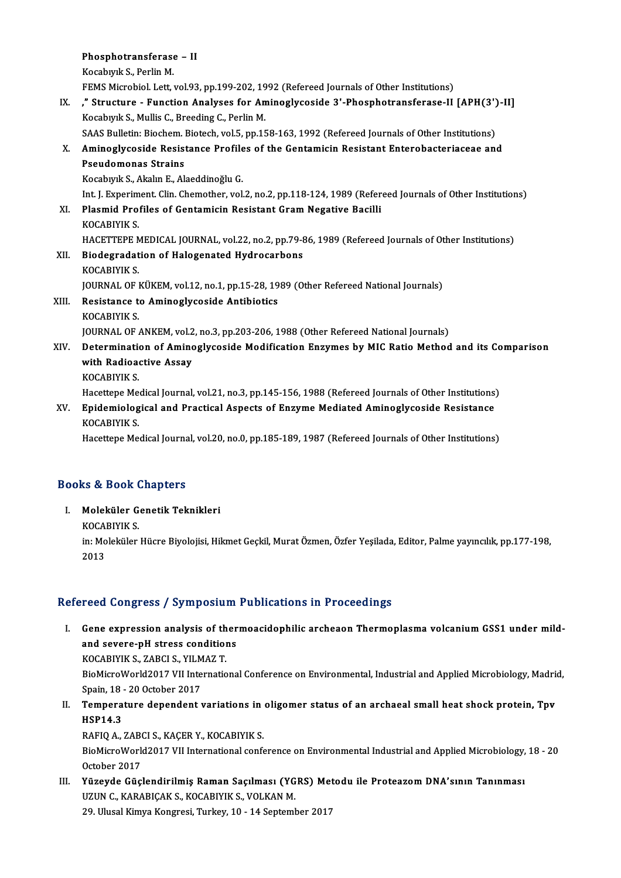Phosphotransferase – II
Kocabıyık S., Perlin M.
FEMS Microbiol. Lett, vol.93, pp.199-202, 1992 (Refereed Journals of Other Institutions)

IX. ," Structure - Function Analyses for Aminoglycoside 3'-Phosphotransferase-II [APH(3')-II]
Kocabıyık S., Mullis C., Breeding C., Perlin M.
SAAS Bulletin: Biochem. Biotech, vol.5, pp.158-163, 1992 (Refereed Journals of Other Institutions)

X. Aminoglycoside Resistance Profiles of the Gentamicin Resistant Enterobacteriaceae and Pseudomonas Strains
Kocabıyık S., Akalın E., Alaeddinoğlu G.
Int. J. Experiment. Clin. Chemother, vol.2, no.2, pp.118-124, 1989 (Refereed Journals of Other Institutions)

XI. Plasmid Profiles of Gentamicin Resistant Gram Negative Bacilli
KOCABIYIK S.
HACETTEPE MEDICAL JOURNAL, vol.22, no.2, pp.79-86, 1989 (Refereed Journals of Other Institutions)

XII. Biodegradation of Halogenated Hydrocarbons
KOCABIYIK S.
JOURNAL OF KÜKEM, vol.12, no.1, pp.15-28, 1989 (Other Refereed National Journals)

XIII. Resistance to Aminoglycoside Antibiotics
KOCABIYIK S.
JOURNAL OF ANKEM, vol.2, no.3, pp.203-206, 1988 (Other Refereed National Journals)

XIV. Determination of Aminoglycoside Modification Enzymes by MIC Ratio Method and its Comparison with Radioactive Assay
KOCABIYIK S.
Hacettepe Medical Journal, vol.21, no.3, pp.145-156, 1988 (Refereed Journals of Other Institutions)

XV. Epidemiological and Practical Aspects of Enzyme Mediated Aminoglycoside Resistance
KOCABIYIK S.
Hacettepe Medical Journal, vol.20, no.0, pp.185-189, 1987 (Refereed Journals of Other Institutions)

## Books & Book Chapters

I. Moleküler Genetik Teknikleri
KOCABIYIK S.
in: Moleküler Hücre Biyolojisi, Hikmet Geçkil, Murat Özmen, Özfer Yeşilada, Editor, Palme yayıncılık, pp.177-198, 2013

## Refereed Congress / Symposium Publications in Proceedings

I. Gene expression analysis of thermoacidophilic archeaon Thermoplasma volcanium GSS1 under mild- and severe-pH stress conditions
KOCABIYIK S., ZABCI S., YILMAZ T.
BioMicroWorld2017 VII International Conference on Environmental, Industrial and Applied Microbiology, Madrid, Spain, 18 - 20 October 2017

II. Temperature dependent variations in oligomer status of an archaeal small heat shock protein, Tpv HSP14.3
RAFIQ A., ZABCI S., KAÇER Y., KOCABIYIK S.
BioMicroWorld2017 VII International conference on Environmental Industrial and Applied Microbiology, 18 - 20 October 2017

III. Yüzeyde Güçlendirilmiş Raman Saçılması (YGRS) Metodu ile Proteazom DNA'sının Tanınması
UZUN C., KARABIÇAK S., KOCABIYIK S., VOLKAN M.
29. Ulusal Kimya Kongresi, Turkey, 10 - 14 September 2017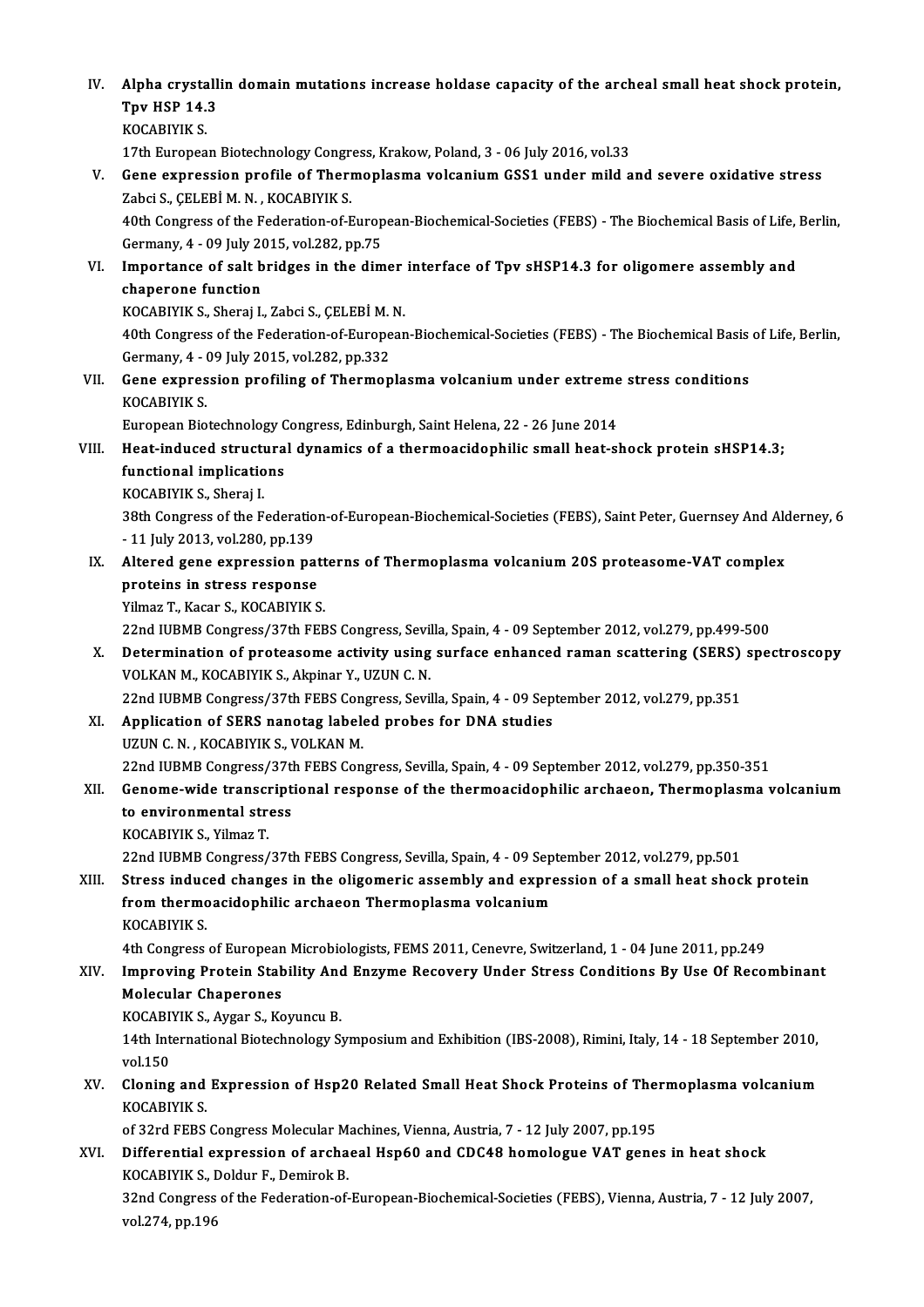IV. **Alpha crystallin domain mutations increase holdase capacity of the archeal small heat shock protein, Tpv HSP 14.3**
KOCABIYIK S.
17th European Biotechnology Congress, Krakow, Poland, 3 - 06 July 2016, vol.33

V. **Gene expression profile of Thermoplasma volcanium GSS1 under mild and severe oxidative stress**
Zabci S., ÇELEBİ M. N. , KOCABIYIK S.
40th Congress of the Federation-of-European-Biochemical-Societies (FEBS) - The Biochemical Basis of Life, Berlin, Germany, 4 - 09 July 2015, vol.282, pp.75

VI. **Importance of salt bridges in the dimer interface of Tpv sHSP14.3 for oligomere assembly and chaperone function**
KOCABIYIK S., Sheraj I., Zabci S., ÇELEBİ M. N.
40th Congress of the Federation-of-European-Biochemical-Societies (FEBS) - The Biochemical Basis of Life, Berlin, Germany, 4 - 09 July 2015, vol.282, pp.332

VII. **Gene expression profiling of Thermoplasma volcanium under extreme stress conditions**
KOCABIYIK S.
European Biotechnology Congress, Edinburgh, Saint Helena, 22 - 26 June 2014

VIII. **Heat-induced structural dynamics of a thermoacidophilic small heat-shock protein sHSP14.3; functional implications**
KOCABIYIK S., Sheraj I.
38th Congress of the Federation-of-European-Biochemical-Societies (FEBS), Saint Peter, Guernsey And Alderney, 6 - 11 July 2013, vol.280, pp.139

IX. **Altered gene expression patterns of Thermoplasma volcanium 20S proteasome-VAT complex proteins in stress response**
Yilmaz T., Kacar S., KOCABIYIK S.
22nd IUBMB Congress/37th FEBS Congress, Sevilla, Spain, 4 - 09 September 2012, vol.279, pp.499-500

X. **Determination of proteasome activity using surface enhanced raman scattering (SERS) spectroscopy**
VOLKAN M., KOCABIYIK S., Akpinar Y., UZUN C. N.
22nd IUBMB Congress/37th FEBS Congress, Sevilla, Spain, 4 - 09 September 2012, vol.279, pp.351

XI. **Application of SERS nanotag labeled probes for DNA studies**
UZUN C. N. , KOCABIYIK S., VOLKAN M.
22nd IUBMB Congress/37th FEBS Congress, Sevilla, Spain, 4 - 09 September 2012, vol.279, pp.350-351

XII. **Genome-wide transcriptional response of the thermoacidophilic archaeon, Thermoplasma volcanium to environmental stress**
KOCABIYIK S., Yilmaz T.
22nd IUBMB Congress/37th FEBS Congress, Sevilla, Spain, 4 - 09 September 2012, vol.279, pp.501

XIII. **Stress induced changes in the oligomeric assembly and expression of a small heat shock protein from thermoacidophilic archaeon Thermoplasma volcanium**
KOCABIYIK S.
4th Congress of European Microbiologists, FEMS 2011, Cenevre, Switzerland, 1 - 04 June 2011, pp.249

XIV. **Improving Protein Stability And Enzyme Recovery Under Stress Conditions By Use Of Recombinant Molecular Chaperones**
KOCABIYIK S., Aygar S., Koyuncu B.
14th International Biotechnology Symposium and Exhibition (IBS-2008), Rimini, Italy, 14 - 18 September 2010, vol.150

XV. **Cloning and Expression of Hsp20 Related Small Heat Shock Proteins of Thermoplasma volcanium**
KOCABIYIK S.
of 32rd FEBS Congress Molecular Machines, Vienna, Austria, 7 - 12 July 2007, pp.195

XVI. **Differential expression of archaeal Hsp60 and CDC48 homologue VAT genes in heat shock**
KOCABIYIK S., Doldur F., Demirok B.
32nd Congress of the Federation-of-European-Biochemical-Societies (FEBS), Vienna, Austria, 7 - 12 July 2007, vol.274, pp.196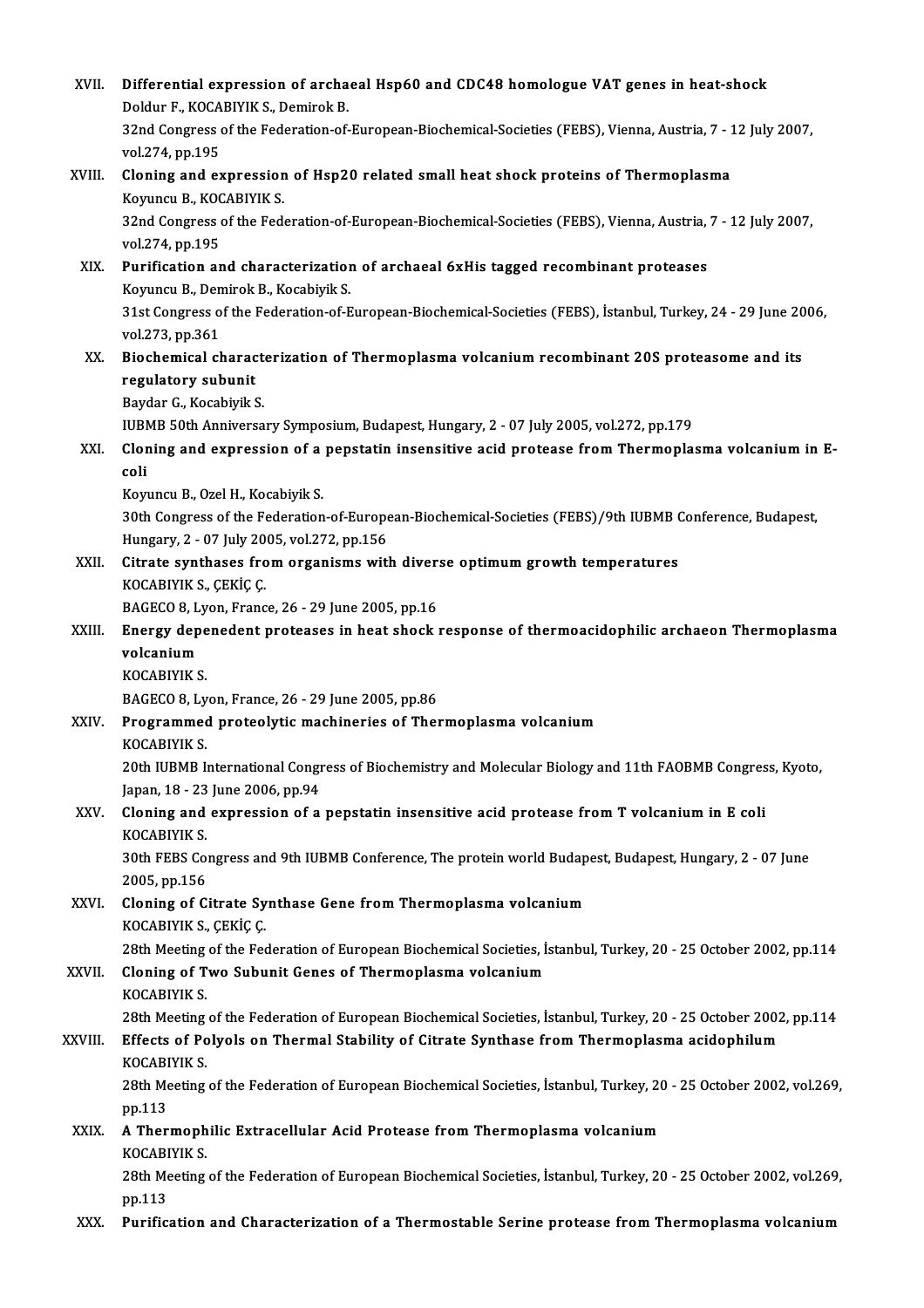XVII. **Differential expression of archaeal Hsp60 and CDC48 homologue VAT genes in heat-shock**
Doldur F., KOCABIYIK S., Demirok B.
32nd Congress of the Federation-of-European-Biochemical-Societies (FEBS), Vienna, Austria, 7 - 12 July 2007, vol.274, pp.195

XVIII. **Cloning and expression of Hsp20 related small heat shock proteins of Thermoplasma**
Koyuncu B., KOCABIYIK S.
32nd Congress of the Federation-of-European-Biochemical-Societies (FEBS), Vienna, Austria, 7 - 12 July 2007, vol.274, pp.195

XIX. **Purification and characterization of archaeal 6xHis tagged recombinant proteases**
Koyuncu B., Demirok B., Kocabiyik S.
31st Congress of the Federation-of-European-Biochemical-Societies (FEBS), İstanbul, Turkey, 24 - 29 June 2006, vol.273, pp.361

XX. **Biochemical characterization of Thermoplasma volcanium recombinant 20S proteasome and its regulatory subunit**
Baydar G., Kocabiyik S.
IUBMB 50th Anniversary Symposium, Budapest, Hungary, 2 - 07 July 2005, vol.272, pp.179

XXI. **Cloning and expression of a pepstatin insensitive acid protease from Thermoplasma volcanium in E-coli**
Koyuncu B., Ozel H., Kocabiyik S.
30th Congress of the Federation-of-European-Biochemical-Societies (FEBS)/9th IUBMB Conference, Budapest, Hungary, 2 - 07 July 2005, vol.272, pp.156

XXII. **Citrate synthases from organisms with diverse optimum growth temperatures**
KOCABIYIK S., ÇEKİÇ Ç.
BAGECO 8, Lyon, France, 26 - 29 June 2005, pp.16

XXIII. **Energy depenedent proteases in heat shock response of thermoacidophilic archaeon Thermoplasma volcanium**
KOCABIYIK S.
BAGECO 8, Lyon, France, 26 - 29 June 2005, pp.86

XXIV. **Programmed proteolytic machineries of Thermoplasma volcanium**
KOCABIYIK S.
20th IUBMB International Congress of Biochemistry and Molecular Biology and 11th FAOBMB Congress, Kyoto, Japan, 18 - 23 June 2006, pp.94

XXV. **Cloning and expression of a pepstatin insensitive acid protease from T volcanium in E coli**
KOCABIYIK S.
30th FEBS Congress and 9th IUBMB Conference, The protein world Budapest, Budapest, Hungary, 2 - 07 June 2005, pp.156

XXVI. **Cloning of Citrate Synthase Gene from Thermoplasma volcanium**
KOCABIYIK S., ÇEKİÇ Ç.
28th Meeting of the Federation of European Biochemical Societies, İstanbul, Turkey, 20 - 25 October 2002, pp.114

XXVII. **Cloning of Two Subunit Genes of Thermoplasma volcanium**
KOCABIYIK S.
28th Meeting of the Federation of European Biochemical Societies, İstanbul, Turkey, 20 - 25 October 2002, pp.114

XXVIII. **Effects of Polyols on Thermal Stability of Citrate Synthase from Thermoplasma acidophilum**
KOCABIYIK S.
28th Meeting of the Federation of European Biochemical Societies, İstanbul, Turkey, 20 - 25 October 2002, vol.269, pp.113

XXIX. **A Thermophilic Extracellular Acid Protease from Thermoplasma volcanium**
KOCABIYIK S.
28th Meeting of the Federation of European Biochemical Societies, İstanbul, Turkey, 20 - 25 October 2002, vol.269, pp.113

XXX. **Purification and Characterization of a Thermostable Serine protease from Thermoplasma volcanium**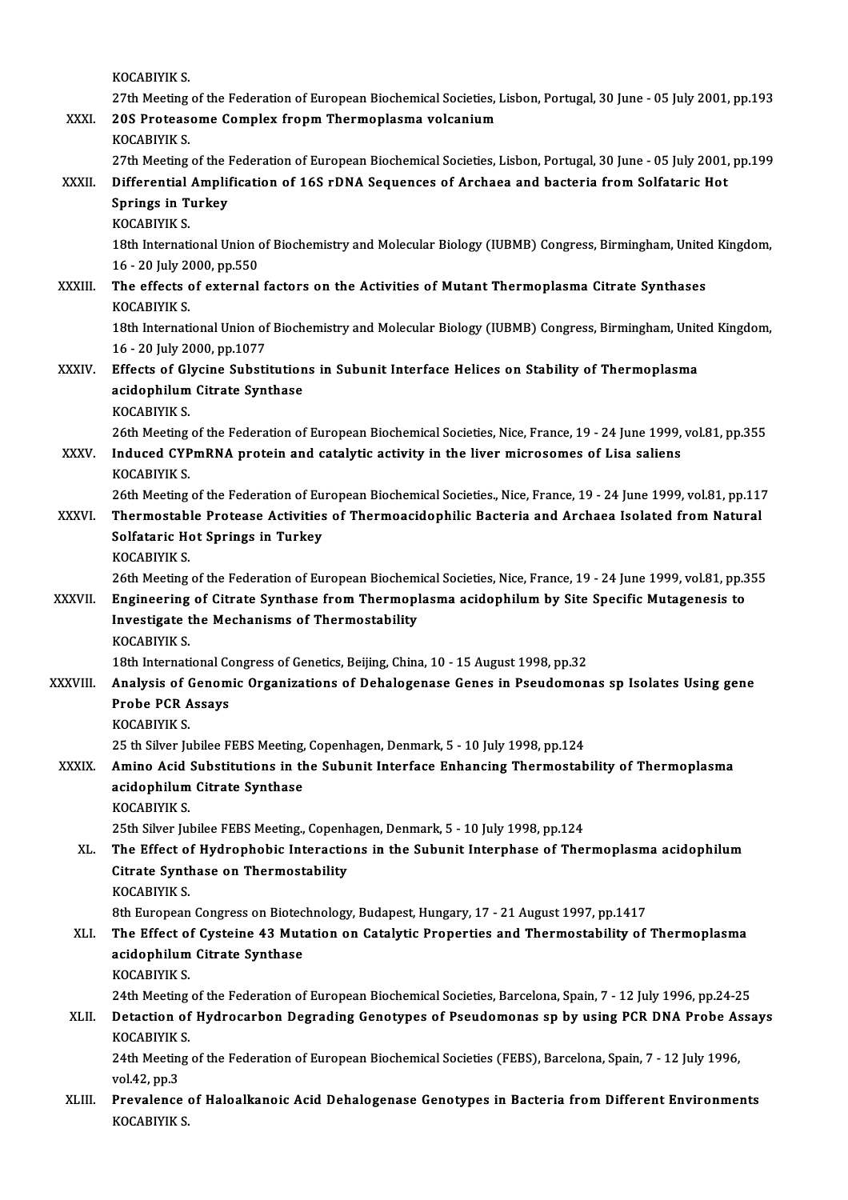KOCABIYIK S.

27th Meeting of the Federation of European Biochemical Societies, Lisbon, Portugal, 30 June - 05 July 2001, pp.193

XXXI. **20S Proteasome Complex fropm Thermoplasma volcanium**
KOCABIYIK S.
27th Meeting of the Federation of European Biochemical Societies, Lisbon, Portugal, 30 June - 05 July 2001, pp.199

XXXII. **Differential Amplification of 16S rDNA Sequences of Archaea and bacteria from Solfataric Hot Springs in Turkey**
KOCABIYIK S.
18th International Union of Biochemistry and Molecular Biology (IUBMB) Congress, Birmingham, United Kingdom, 16 - 20 July 2000, pp.550

XXXIII. **The effects of external factors on the Activities of Mutant Thermoplasma Citrate Synthases**
KOCABIYIK S.
18th International Union of Biochemistry and Molecular Biology (IUBMB) Congress, Birmingham, United Kingdom, 16 - 20 July 2000, pp.1077

XXXIV. **Effects of Glycine Substitutions in Subunit Interface Helices on Stability of Thermoplasma acidophilum Citrate Synthase**
KOCABIYIK S.
26th Meeting of the Federation of European Biochemical Societies, Nice, France, 19 - 24 June 1999, vol.81, pp.355

XXXV. **Induced CYPmRNA protein and catalytic activity in the liver microsomes of Lisa saliens**
KOCABIYIK S.
26th Meeting of the Federation of European Biochemical Societies., Nice, France, 19 - 24 June 1999, vol.81, pp.117

XXXVI. **Thermostable Protease Activities of Thermoacidophilic Bacteria and Archaea Isolated from Natural Solfataric Hot Springs in Turkey**
KOCABIYIK S.
26th Meeting of the Federation of European Biochemical Societies, Nice, France, 19 - 24 June 1999, vol.81, pp.355

XXXVII. **Engineering of Citrate Synthase from Thermoplasma acidophilum by Site Specific Mutagenesis to Investigate the Mechanisms of Thermostability**
KOCABIYIK S.
18th International Congress of Genetics, Beijing, China, 10 - 15 August 1998, pp.32

XXXVIII. **Analysis of Genomic Organizations of Dehalogenase Genes in Pseudomonas sp Isolates Using gene Probe PCR Assays**
KOCABIYIK S.
25 th Silver Jubilee FEBS Meeting, Copenhagen, Denmark, 5 - 10 July 1998, pp.124

XXXIX. **Amino Acid Substitutions in the Subunit Interface Enhancing Thermostability of Thermoplasma acidophilum Citrate Synthase**
KOCABIYIK S.
25th Silver Jubilee FEBS Meeting., Copenhagen, Denmark, 5 - 10 July 1998, pp.124

XL. **The Effect of Hydrophobic Interactions in the Subunit Interphase of Thermoplasma acidophilum Citrate Synthase on Thermostability**
KOCABIYIK S.
8th European Congress on Biotechnology, Budapest, Hungary, 17 - 21 August 1997, pp.1417

XLI. **The Effect of Cysteine 43 Mutation on Catalytic Properties and Thermostability of Thermoplasma acidophilum Citrate Synthase**
KOCABIYIK S.
24th Meeting of the Federation of European Biochemical Societies, Barcelona, Spain, 7 - 12 July 1996, pp.24-25

XLII. **Detaction of Hydrocarbon Degrading Genotypes of Pseudomonas sp by using PCR DNA Probe Assays**
KOCABIYIK S.
24th Meeting of the Federation of European Biochemical Societies (FEBS), Barcelona, Spain, 7 - 12 July 1996, vol.42, pp.3

XLIII. **Prevalence of Haloalkanoic Acid Dehalogenase Genotypes in Bacteria from Different Environments**
KOCABIYIK S.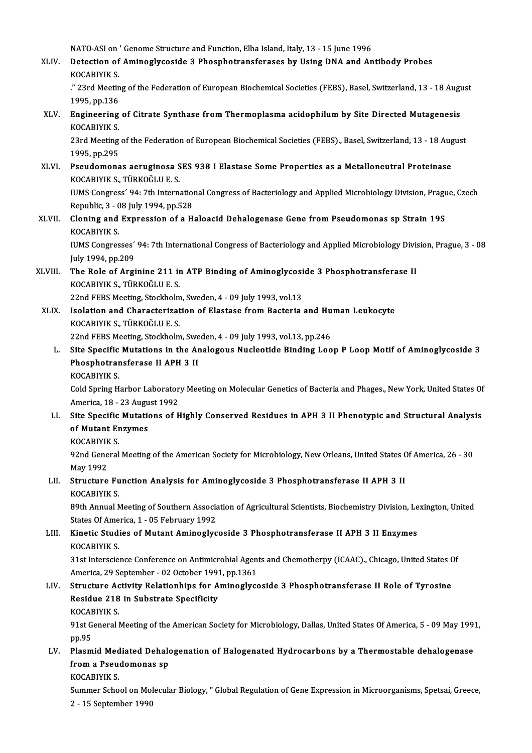NATO-ASI on ' Genome Structure and Function, Elba Island, Italy, 13 - 15 June 1996

XLIV. **Detection of Aminoglycoside 3 Phosphotransferases by Using DNA and Antibody Probes**
KOCABIYIK S.
." 23rd Meeting of the Federation of European Biochemical Societies (FEBS), Basel, Switzerland, 13 - 18 August 1995, pp.136

XLV. **Engineering of Citrate Synthase from Thermoplasma acidophilum by Site Directed Mutagenesis**
KOCABIYIK S.
23rd Meeting of the Federation of European Biochemical Societies (FEBS)., Basel, Switzerland, 13 - 18 August 1995, pp.295

XLVI. **Pseudomonas aeruginosa SES 938 I Elastase Some Properties as a Metalloneutral Proteinase**
KOCABIYIK S., TÜRKOĞLU E. S.
IUMS Congress´ 94: 7th International Congress of Bacteriology and Applied Microbiology Division, Prague, Czech Republic, 3 - 08 July 1994, pp.528

XLVII. **Cloning and Expression of a Haloacid Dehalogenase Gene from Pseudomonas sp Strain 19S**
KOCABIYIK S.
IUMS Congresses´ 94: 7th International Congress of Bacteriology and Applied Microbiology Division, Prague, 3 - 08 July 1994, pp.209

XLVIII. **The Role of Arginine 211 in ATP Binding of Aminoglycoside 3 Phosphotransferase II**
KOCABIYIK S., TÜRKOĞLU E. S.
22nd FEBS Meeting, Stockholm, Sweden, 4 - 09 July 1993, vol.13

XLIX. **Isolation and Characterization of Elastase from Bacteria and Human Leukocyte**
KOCABIYIK S., TÜRKOĞLU E. S.
22nd FEBS Meeting, Stockholm, Sweden, 4 - 09 July 1993, vol.13, pp.246

L. **Site Specific Mutations in the Analogous Nucleotide Binding Loop P Loop Motif of Aminoglycoside 3 Phosphotransferase II APH 3 II**
KOCABIYIK S.
Cold Spring Harbor Laboratory Meeting on Molecular Genetics of Bacteria and Phages., New York, United States Of America, 18 - 23 August 1992

LI. **Site Specific Mutations of Highly Conserved Residues in APH 3 II Phenotypic and Structural Analysis of Mutant Enzymes**
KOCABIYIK S.
92nd General Meeting of the American Society for Microbiology, New Orleans, United States Of America, 26 - 30 May 1992

LII. **Structure Function Analysis for Aminoglycoside 3 Phosphotransferase II APH 3 II**
KOCABIYIK S.
89th Annual Meeting of Southern Association of Agricultural Scientists, Biochemistry Division, Lexington, United States Of America, 1 - 05 February 1992

LIII. **Kinetic Studies of Mutant Aminoglycoside 3 Phosphotransferase II APH 3 II Enzymes**
KOCABIYIK S.
31st Interscience Conference on Antimicrobial Agents and Chemotherpy (ICAAC)., Chicago, United States Of America, 29 September - 02 October 1991, pp.1361

LIV. **Structure Activity Relationhips for Aminoglycoside 3 Phosphotransferase II Role of Tyrosine Residue 218 in Substrate Specificity**
KOCABIYIK S.
91st General Meeting of the American Society for Microbiology, Dallas, United States Of America, 5 - 09 May 1991, pp.95

LV. **Plasmid Mediated Dehalogenation of Halogenated Hydrocarbons by a Thermostable dehalogenase from a Pseudomonas sp**
KOCABIYIK S.
Summer School on Molecular Biology, " Global Regulation of Gene Expression in Microorganisms, Spetsai, Greece, 2 - 15 September 1990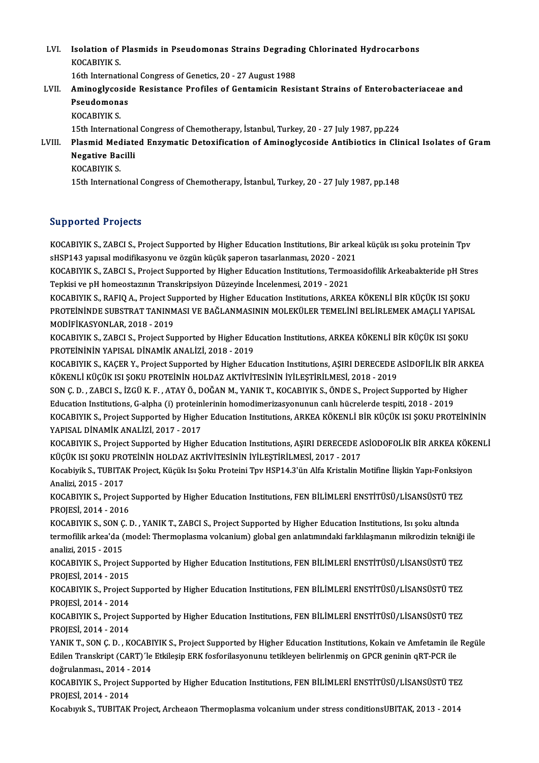LVI. **Isolation of Plasmids in Pseudomonas Strains Degrading Chlorinated Hydrocarbons**
KOCABIYIK S.
16th International Congress of Genetics, 20 - 27 August 1988

LVII. **Aminoglycoside Resistance Profiles of Gentamicin Resistant Strains of Enterobacteriaceae and Pseudomonas**
KOCABIYIK S.
15th International Congress of Chemotherapy, İstanbul, Turkey, 20 - 27 July 1987, pp.224

LVIII. **Plasmid Mediated Enzymatic Detoxification of Aminoglycoside Antibiotics in Clinical Isolates of Gram Negative Bacilli**
KOCABIYIK S.
15th International Congress of Chemotherapy, İstanbul, Turkey, 20 - 27 July 1987, pp.148

## Supported Projects

KOCABIYIK S., ZABCI S., Project Supported by Higher Education Institutions, Bir arkeal küçük ısı şoku proteinin Tpv sHSP143 yapısal modifikasyonu ve özgün küçük şaperon tasarlanması, 2020 - 2021

KOCABIYIK S., ZABCI S., Project Supported by Higher Education Institutions, Termoasidofilik Arkeabakteride pH Stres Tepkisi ve pH homeostazının Transkripsiyon Düzeyinde İncelenmesi, 2019 - 2021

KOCABIYIK S., RAFIQ A., Project Supported by Higher Education Institutions, ARKEA KÖKENLİ BİR KÜÇÜK ISI ŞOKU PROTEİNİNDE SUBSTRAT TANINMASI VE BAĞLANMASININ MOLEKÜLER TEMELİNİ BELİRLEMEK AMAÇLI YAPISAL MODİFİKASYONLAR, 2018 - 2019

KOCABIYIK S., ZABCI S., Project Supported by Higher Education Institutions, ARKEA KÖKENLİ BİR KÜÇÜK ISI ŞOKU PROTEİNİNİN YAPISAL DİNAMİK ANALİZİ, 2018 - 2019

KOCABIYIK S., KAÇER Y., Project Supported by Higher Education Institutions, AŞIRI DERECEDE ASİDOFİLİK BİR ARKEA KÖKENLİ KÜÇÜK ISI ŞOKU PROTEİNİN HOLDAZ AKTİVİTESİNİN İYİLEŞTİRİLMESİ, 2018 - 2019

SON Ç. D. , ZABCI S., İZGÜ K. F. , ATAY Ö., DOĞAN M., YANIK T., KOCABIYIK S., ÖNDE S., Project Supported by Higher Education Institutions, G-alpha (i) proteinlerinin homodimerizasyonunun canlı hücrelerde tespiti, 2018 - 2019

KOCABIYIK S., Project Supported by Higher Education Institutions, ARKEA KÖKENLİ BİR KÜÇÜK ISI ŞOKU PROTEİNİNİN YAPISAL DİNAMİK ANALİZİ, 2017 - 2017

KOCABIYIK S., Project Supported by Higher Education Institutions, AŞIRI DERECEDE ASİODOFOLİK BİR ARKEA KÖKENLİ KÜÇÜK ISI ŞOKU PROTEİNİN HOLDAZ AKTİVİTESİNİN İYİLEŞTİRİLMESİ, 2017 - 2017

Kocabiyik S., TUBITAK Project, Küçük Isı Şoku Proteini Tpv HSP14.3'ün Alfa Kristalin Motifine İlişkin Yapı-Fonksiyon Analizi, 2015 - 2017

KOCABIYIK S., Project Supported by Higher Education Institutions, FEN BİLİMLERİ ENSTİTÜSÜ/LİSANSÜSTÜ TEZ PROJESİ, 2014 - 2016

KOCABIYIK S., SON Ç. D. , YANIK T., ZABCI S., Project Supported by Higher Education Institutions, Isı şoku altında termofilik arkea'da (model: Thermoplasma volcanium) global gen anlatımındaki farklılaşmanın mikrodizin tekniği ile analizi, 2015 - 2015

KOCABIYIK S., Project Supported by Higher Education Institutions, FEN BİLİMLERİ ENSTİTÜSÜ/LİSANSÜSTÜ TEZ PROJESİ, 2014 - 2015

KOCABIYIK S., Project Supported by Higher Education Institutions, FEN BİLİMLERİ ENSTİTÜSÜ/LİSANSÜSTÜ TEZ PROJESİ, 2014 - 2014

KOCABIYIK S., Project Supported by Higher Education Institutions, FEN BİLİMLERİ ENSTİTÜSÜ/LİSANSÜSTÜ TEZ PROJESİ, 2014 - 2014

YANIK T., SON Ç. D. , KOCABIYIK S., Project Supported by Higher Education Institutions, Kokain ve Amfetamin ile Regüle Edilen Transkript (CART)´le Etkileşip ERK fosforilasyonunu tetikleyen belirlenmiş on GPCR geninin qRT-PCR ile doğrulanması., 2014 - 2014

KOCABIYIK S., Project Supported by Higher Education Institutions, FEN BİLİMLERİ ENSTİTÜSÜ/LİSANSÜSTÜ TEZ PROJESİ, 2014 - 2014

Kocabıyık S., TUBITAK Project, Archeaon Thermoplasma volcanium under stress conditionsUBITAK, 2013 - 2014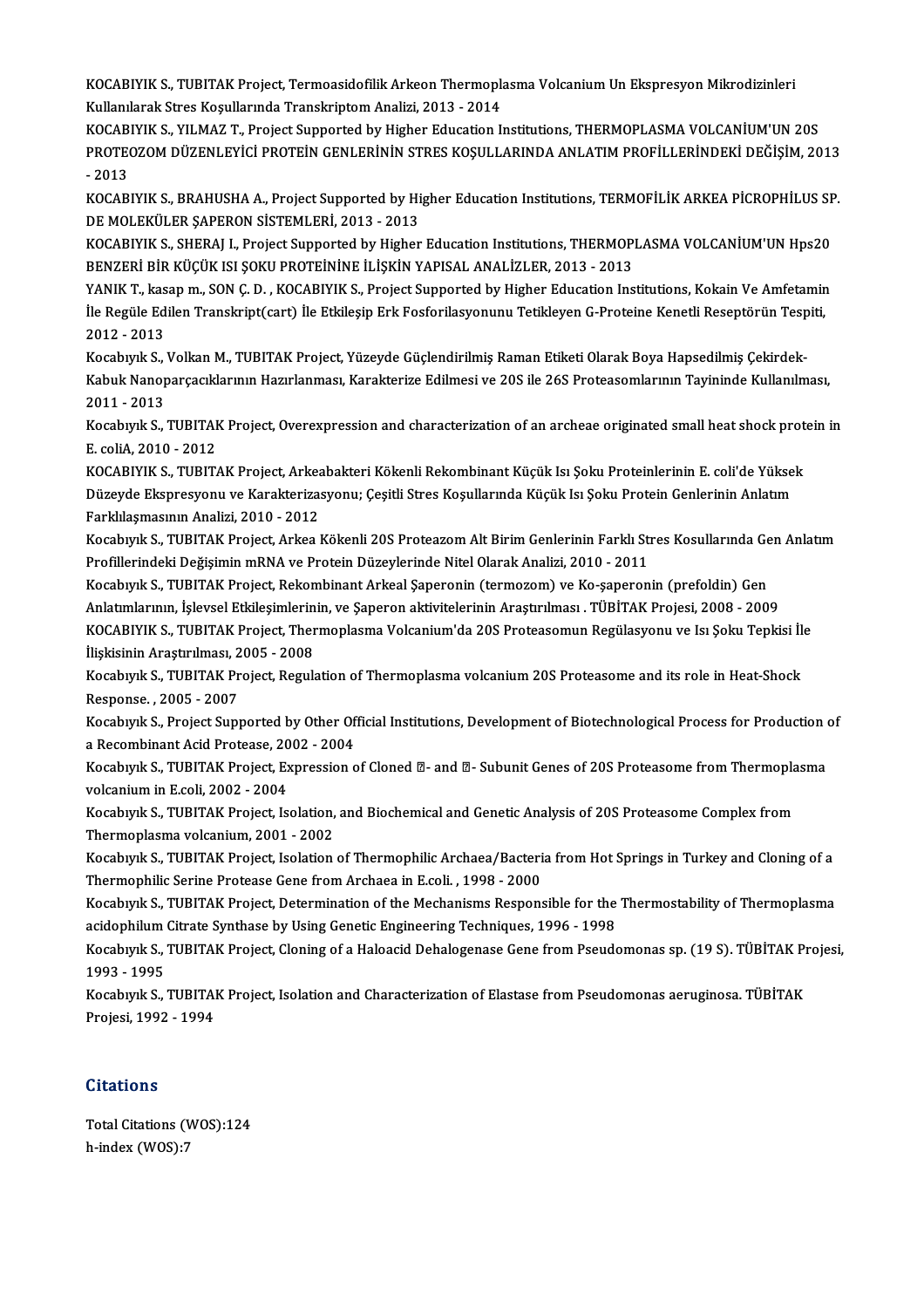KOCABIYIK S., TUBITAK Project, Termoasidofilik Arkeon Thermoplasma Volcanium Un Ekspresyon Mikrodizinleri Kullanılarak Stres Koşullarında Transkriptom Analizi, 2013 - 2014

KOCABIYIK S., YILMAZ T., Project Supported by Higher Education Institutions, THERMOPLASMA VOLCANİUM'UN 20S PROTEOZOM DÜZENLEYİCİ PROTEİN GENLERİNİN STRES KOŞULLARINDA ANLATIM PROFİLLERİNDEKİ DEĞİŞİM, 2013 - 2013

KOCABIYIK S., BRAHUSHA A., Project Supported by Higher Education Institutions, TERMOFİLİK ARKEA PİCROPHİLUS SP. DE MOLEKÜLER ŞAPERON SİSTEMLERİ, 2013 - 2013

KOCABIYIK S., SHERAJ I., Project Supported by Higher Education Institutions, THERMOPLASMA VOLCANİUM'UN Hps20 BENZERİ BİR KÜÇÜK ISI ŞOKU PROTEİNİNE İLİŞKİN YAPISAL ANALİZLER, 2013 - 2013

YANIK T., kasap m., SON Ç. D. , KOCABIYIK S., Project Supported by Higher Education Institutions, Kokain Ve Amfetamin İle Regüle Edilen Transkript(cart) İle Etkileşip Erk Fosforilasyonunu Tetikleyen G-Proteine Kenetli Reseptörün Tespiti, 2012 - 2013

Kocabıyık S., Volkan M., TUBITAK Project, Yüzeyde Güçlendirilmiş Raman Etiketi Olarak Boya Hapsedilmiş Çekirdek-Kabuk Nanoparçacıklarının Hazırlanması, Karakterize Edilmesi ve 20S ile 26S Proteasomlarının Tayininde Kullanılması, 2011 - 2013

Kocabıyık S., TUBITAK Project, Overexpression and characterization of an archeae originated small heat shock protein in E. coliA, 2010 - 2012

KOCABIYIK S., TUBITAK Project, Arkeabakteri Kökenli Rekombinant Küçük Isı Şoku Proteinlerinin E. coli'de Yüksek Düzeyde Ekspresyonu ve Karakterizasyonu; Çeşitli Stres Koşullarında Küçük Isı Şoku Protein Genlerinin Anlatım Farklılaşmasının Analizi, 2010 - 2012

Kocabıyık S., TUBITAK Project, Arkea Kökenli 20S Proteazom Alt Birim Genlerinin Farklı Stres Kosullarında Gen Anlatım Profillerindeki Değişimin mRNA ve Protein Düzeylerinde Nitel Olarak Analizi, 2010 - 2011

Kocabıyık S., TUBITAK Project, Rekombinant Arkeal Şaperonin (termozom) ve Ko-şaperonin (prefoldin) Gen Anlatımlarının, İşlevsel Etkileşimlerinin, ve Şaperon aktivitelerinin Araştırılması . TÜBİTAK Projesi, 2008 - 2009

KOCABIYIK S., TUBITAK Project, Thermoplasma Volcanium'da 20S Proteasomun Regülasyonu ve Isı Şoku Tepkisi İle İlişkisinin Araştırılması, 2005 - 2008

Kocabıyık S., TUBITAK Project, Regulation of Thermoplasma volcanium 20S Proteasome and its role in Heat-Shock Response. , 2005 - 2007

Kocabıyık S., Project Supported by Other Official Institutions, Development of Biotechnological Process for Production of a Recombinant Acid Protease, 2002 - 2004

Kocabıyık S., TUBITAK Project, Expression of Cloned ?- and ?- Subunit Genes of 20S Proteasome from Thermoplasma volcanium in E.coli, 2002 - 2004

Kocabıyık S., TUBITAK Project, Isolation, and Biochemical and Genetic Analysis of 20S Proteasome Complex from Thermoplasma volcanium, 2001 - 2002

Kocabıyık S., TUBITAK Project, Isolation of Thermophilic Archaea/Bacteria from Hot Springs in Turkey and Cloning of a Thermophilic Serine Protease Gene from Archaea in E.coli. , 1998 - 2000

Kocabıyık S., TUBITAK Project, Determination of the Mechanisms Responsible for the Thermostability of Thermoplasma acidophilum Citrate Synthase by Using Genetic Engineering Techniques, 1996 - 1998

Kocabıyık S., TUBITAK Project, Cloning of a Haloacid Dehalogenase Gene from Pseudomonas sp. (19 S). TÜBİTAK Projesi, 1993 - 1995

Kocabıyık S., TUBITAK Project, Isolation and Characterization of Elastase from Pseudomonas aeruginosa. TÜBİTAK Projesi, 1992 - 1994

## Citations

Total Citations (WOS):124

h-index (WOS):7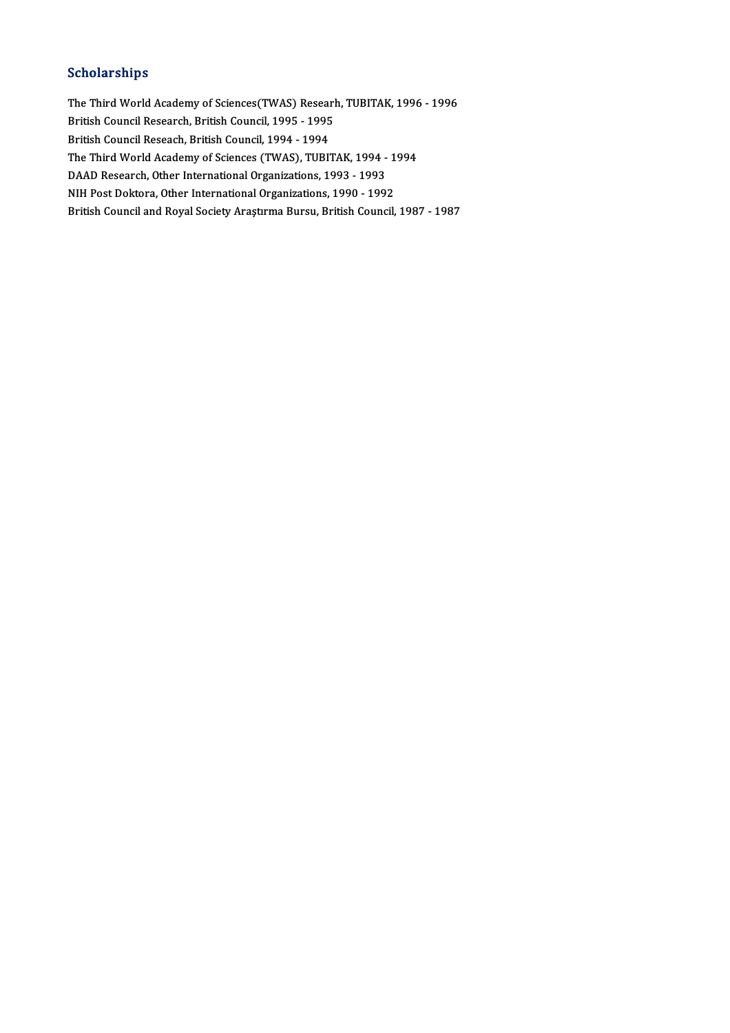## Scholarships

The Third World Academy of Sciences(TWAS) Researh, TUBITAK, 1996 - 1996
British Council Research, British Council, 1995 - 1995
British Council Reseach, British Council, 1994 - 1994
The Third World Academy of Sciences (TWAS), TUBITAK, 1994 - 1994
DAAD Research, Other International Organizations, 1993 - 1993
NIH Post Doktora, Other International Organizations, 1990 - 1992
British Council and Royal Society Araştırma Bursu, British Council, 1987 - 1987